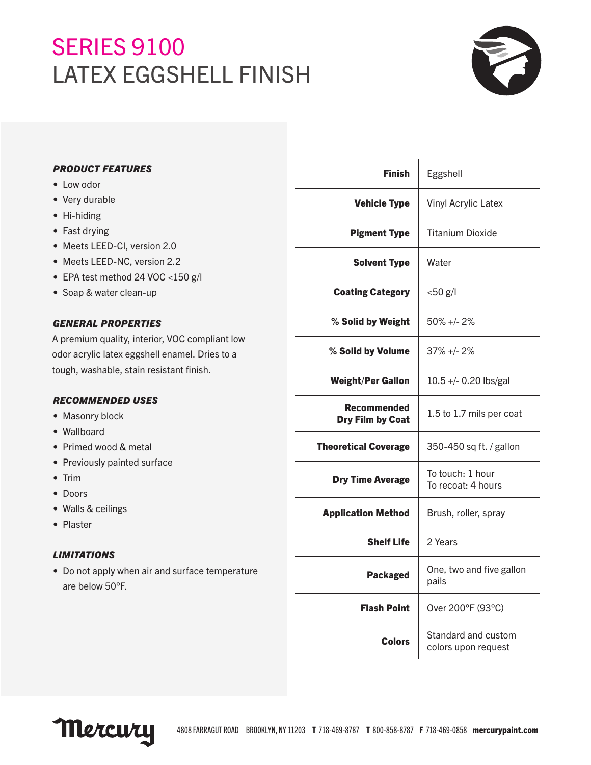# SERIES 9100
# LATEX EGGSHELL FINISH

### PRODUCT FEATURES

- Low odor
- Very durable
- Hi-hiding
- Fast drying
- Meets LEED-CI, version 2.0
- Meets LEED-NC, version 2.2
- EPA test method 24 VOC <150 g/l
- Soap & water clean-up

### GENERAL PROPERTIES

A premium quality, interior, VOC compliant low odor acrylic latex eggshell enamel. Dries to a tough, washable, stain resistant finish.

### RECOMMENDED USES

- Masonry block
- Wallboard
- Primed wood & metal
- Previously painted surface
- Trim
- Doors
- Walls & ceilings
- Plaster

### LIMITATIONS

- Do not apply when air and surface temperature are below 50°F.

| | |
|---|---|
| **Finish** | Eggshell |
| **Vehicle Type** | Vinyl Acrylic Latex |
| **Pigment Type** | Titanium Dioxide |
| **Solvent Type** | Water |
| **Coating Category** | <50 g/l |
| **% Solid by Weight** | 50% +/- 2% |
| **% Solid by Volume** | 37% +/- 2% |
| **Weight/Per Gallon** | 10.5 +/- 0.20 lbs/gal |
| **Recommended Dry Film by Coat** | 1.5 to 1.7 mils per coat |
| **Theoretical Coverage** | 350-450 sq ft. / gallon |
| **Dry Time Average** | To touch: 1 hour<br>To recoat: 4 hours |
| **Application Method** | Brush, roller, spray |
| **Shelf Life** | 2 Years |
| **Packaged** | One, two and five gallon pails |
| **Flash Point** | Over 200°F (93°C) |
| **Colors** | Standard and custom colors upon request |

Mercury

4808 FARRAGUT ROAD BROOKLYN, NY 11203 **T** 718-469-8787 **T** 800-858-8787 **F** 718-469-0858 **mercurypaint.com**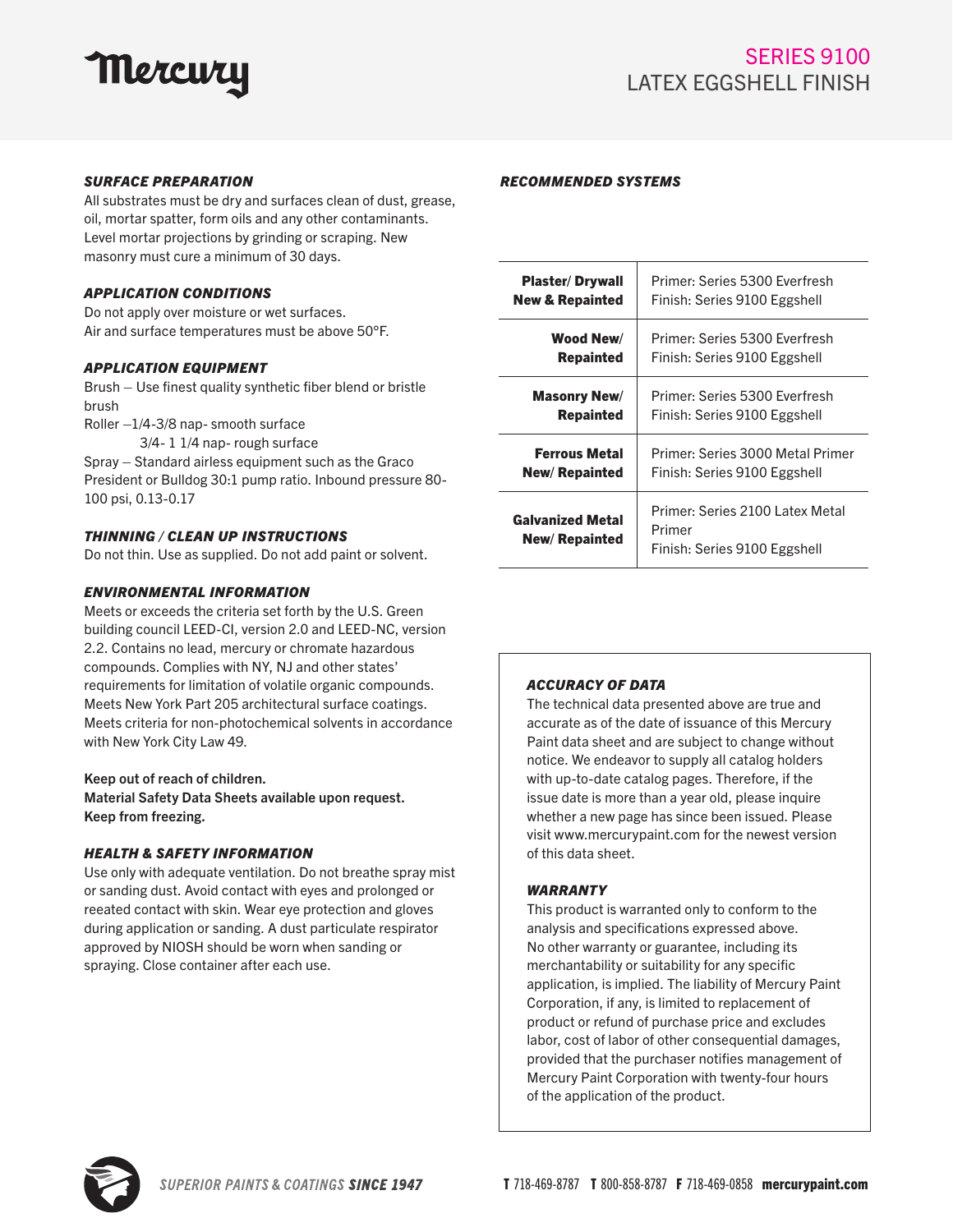# Mercury

## SERIES 9100
## LATEX EGGSHELL FINISH

### *SURFACE PREPARATION*

All substrates must be dry and surfaces clean of dust, grease, oil, mortar spatter, form oils and any other contaminants. Level mortar projections by grinding or scraping. New masonry must cure a minimum of 30 days.

### *APPLICATION CONDITIONS*

Do not apply over moisture or wet surfaces.
Air and surface temperatures must be above 50°F.

### *APPLICATION EQUIPMENT*

Brush – Use finest quality synthetic fiber blend or bristle brush
Roller –1/4-3/8 nap- smooth surface
3/4- 1 1/4 nap- rough surface
Spray – Standard airless equipment such as the Graco President or Bulldog 30:1 pump ratio. Inbound pressure 80-100 psi, 0.13-0.17

### *THINNING / CLEAN UP INSTRUCTIONS*

Do not thin. Use as supplied. Do not add paint or solvent.

### *ENVIRONMENTAL INFORMATION*

Meets or exceeds the criteria set forth by the U.S. Green building council LEED-CI, version 2.0 and LEED-NC, version 2.2. Contains no lead, mercury or chromate hazardous compounds. Complies with NY, NJ and other states' requirements for limitation of volatile organic compounds. Meets New York Part 205 architectural surface coatings. Meets criteria for non-photochemical solvents in accordance with New York City Law 49.

**Keep out of reach of children.**
**Material Safety Data Sheets available upon request.**
**Keep from freezing.**

### *HEALTH & SAFETY INFORMATION*

Use only with adequate ventilation. Do not breathe spray mist or sanding dust. Avoid contact with eyes and prolonged or reeated contact with skin. Wear eye protection and gloves during application or sanding. A dust particulate respirator approved by NIOSH should be worn when sanding or spraying. Close container after each use.

### *RECOMMENDED SYSTEMS*

| | |
|---|---|
| **Plaster/ Drywall New & Repainted** | Primer: Series 5300 Everfresh<br>Finish: Series 9100 Eggshell |
| **Wood New/ Repainted** | Primer: Series 5300 Everfresh<br>Finish: Series 9100 Eggshell |
| **Masonry New/ Repainted** | Primer: Series 5300 Everfresh<br>Finish: Series 9100 Eggshell |
| **Ferrous Metal New/ Repainted** | Primer: Series 3000 Metal Primer<br>Finish: Series 9100 Eggshell |
| **Galvanized Metal New/ Repainted** | Primer: Series 2100 Latex Metal Primer<br>Finish: Series 9100 Eggshell |

### *ACCURACY OF DATA*

The technical data presented above are true and accurate as of the date of issuance of this Mercury Paint data sheet and are subject to change without notice. We endeavor to supply all catalog holders with up-to-date catalog pages. Therefore, if the issue date is more than a year old, please inquire whether a new page has since been issued. Please visit www.mercurypaint.com for the newest version of this data sheet.

### *WARRANTY*

This product is warranted only to conform to the analysis and specifications expressed above. No other warranty or guarantee, including its merchantability or suitability for any specific application, is implied. The liability of Mercury Paint Corporation, if any, is limited to replacement of product or refund of purchase price and excludes labor, cost of labor of other consequential damages, provided that the purchaser notifies management of Mercury Paint Corporation with twenty-four hours of the application of the product.

*SUPERIOR PAINTS & COATINGS* ***SINCE 1947***

**T** 718-469-8787 **T** 800-858-8787 **F** 718-469-0858 **mercurypaint.com**